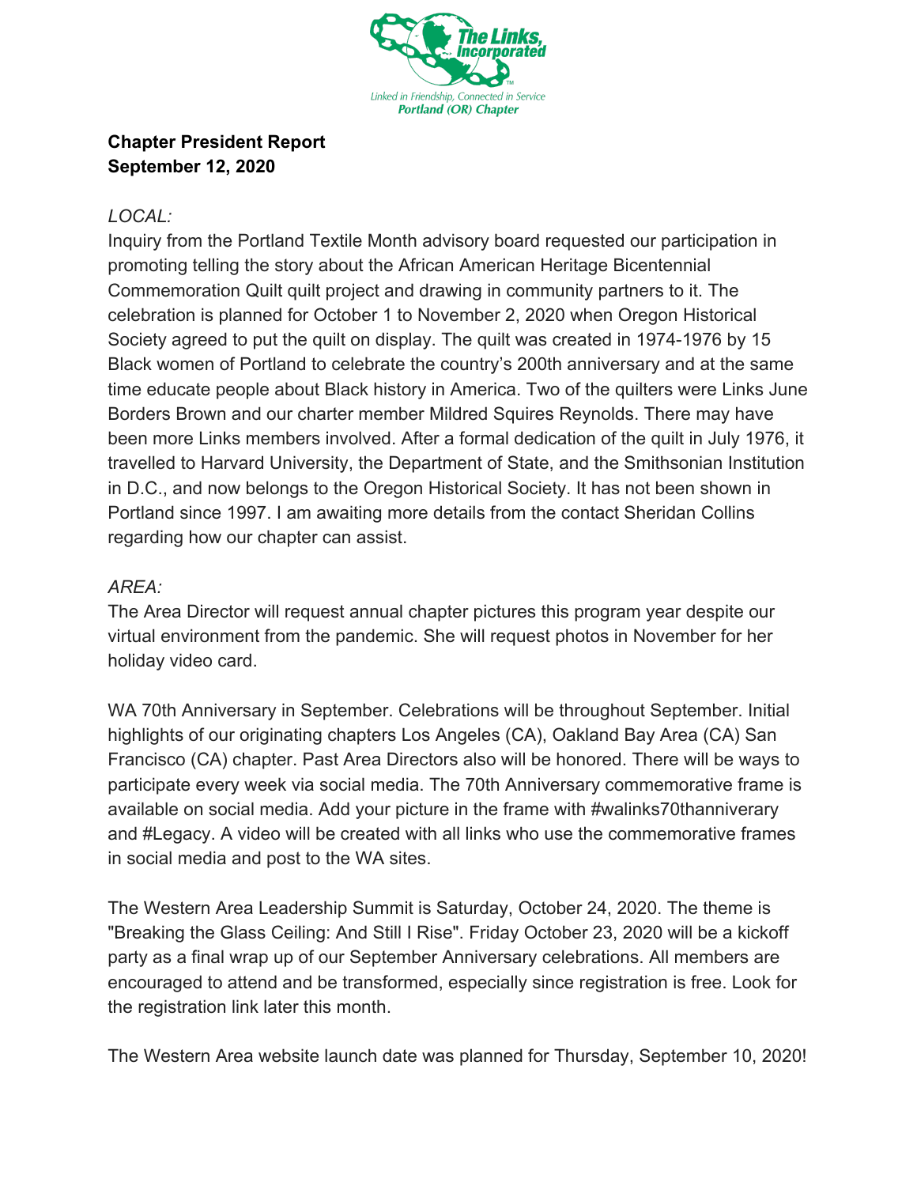The Links, Incorporated

Linked in Friendship, Connected in Service
Portland (OR) Chapter

**Chapter President Report**
**September 12, 2020**

*LOCAL:*

Inquiry from the Portland Textile Month advisory board requested our participation in promoting telling the story about the African American Heritage Bicentennial Commemoration Quilt quilt project and drawing in community partners to it. The celebration is planned for October 1 to November 2, 2020 when Oregon Historical Society agreed to put the quilt on display. The quilt was created in 1974-1976 by 15 Black women of Portland to celebrate the country's 200th anniversary and at the same time educate people about Black history in America. Two of the quilters were Links June Borders Brown and our charter member Mildred Squires Reynolds. There may have been more Links members involved. After a formal dedication of the quilt in July 1976, it travelled to Harvard University, the Department of State, and the Smithsonian Institution in D.C., and now belongs to the Oregon Historical Society. It has not been shown in Portland since 1997. I am awaiting more details from the contact Sheridan Collins regarding how our chapter can assist.

*AREA:*

The Area Director will request annual chapter pictures this program year despite our virtual environment from the pandemic. She will request photos in November for her holiday video card.

WA 70th Anniversary in September. Celebrations will be throughout September. Initial highlights of our originating chapters Los Angeles (CA), Oakland Bay Area (CA) San Francisco (CA) chapter. Past Area Directors also will be honored. There will be ways to participate every week via social media. The 70th Anniversary commemorative frame is available on social media. Add your picture in the frame with #walinks70thanniverary and #Legacy. A video will be created with all links who use the commemorative frames in social media and post to the WA sites.

The Western Area Leadership Summit is Saturday, October 24, 2020. The theme is "Breaking the Glass Ceiling: And Still I Rise". Friday October 23, 2020 will be a kickoff party as a final wrap up of our September Anniversary celebrations. All members are encouraged to attend and be transformed, especially since registration is free. Look for the registration link later this month.

The Western Area website launch date was planned for Thursday, September 10, 2020!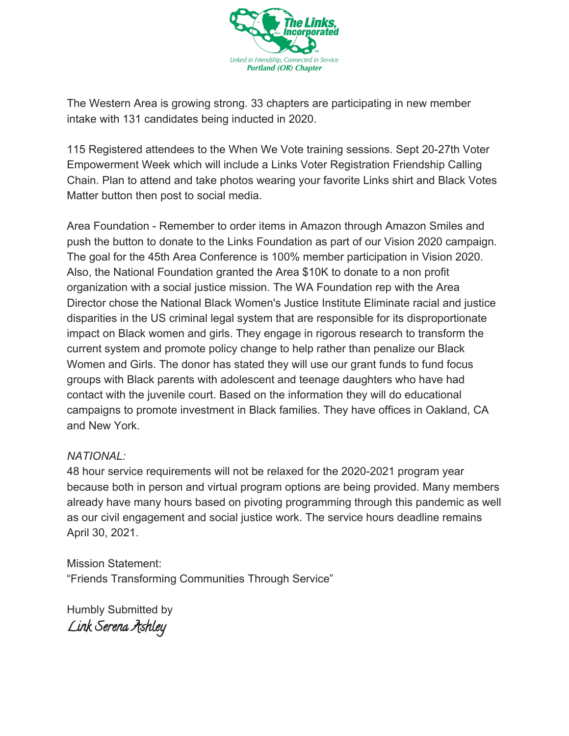The Links, Incorporated

Linked in Friendship, Connected in Service
**Portland (OR) Chapter**

The Western Area is growing strong. 33 chapters are participating in new member intake with 131 candidates being inducted in 2020.

115 Registered attendees to the When We Vote training sessions. Sept 20-27th Voter Empowerment Week which will include a Links Voter Registration Friendship Calling Chain. Plan to attend and take photos wearing your favorite Links shirt and Black Votes Matter button then post to social media.

Area Foundation - Remember to order items in Amazon through Amazon Smiles and push the button to donate to the Links Foundation as part of our Vision 2020 campaign. The goal for the 45th Area Conference is 100% member participation in Vision 2020. Also, the National Foundation granted the Area $10K to donate to a non profit organization with a social justice mission. The WA Foundation rep with the Area Director chose the National Black Women's Justice Institute Eliminate racial and justice disparities in the US criminal legal system that are responsible for its disproportionate impact on Black women and girls. They engage in rigorous research to transform the current system and promote policy change to help rather than penalize our Black Women and Girls. The donor has stated they will use our grant funds to fund focus groups with Black parents with adolescent and teenage daughters who have had contact with the juvenile court. Based on the information they will do educational campaigns to promote investment in Black families. They have offices in Oakland, CA and New York.

*NATIONAL:*
48 hour service requirements will not be relaxed for the 2020-2021 program year because both in person and virtual program options are being provided. Many members already have many hours based on pivoting programming through this pandemic as well as our civil engagement and social justice work. The service hours deadline remains April 30, 2021.

Mission Statement:
"Friends Transforming Communities Through Service"

Humbly Submitted by
*Link Serena Ashley*